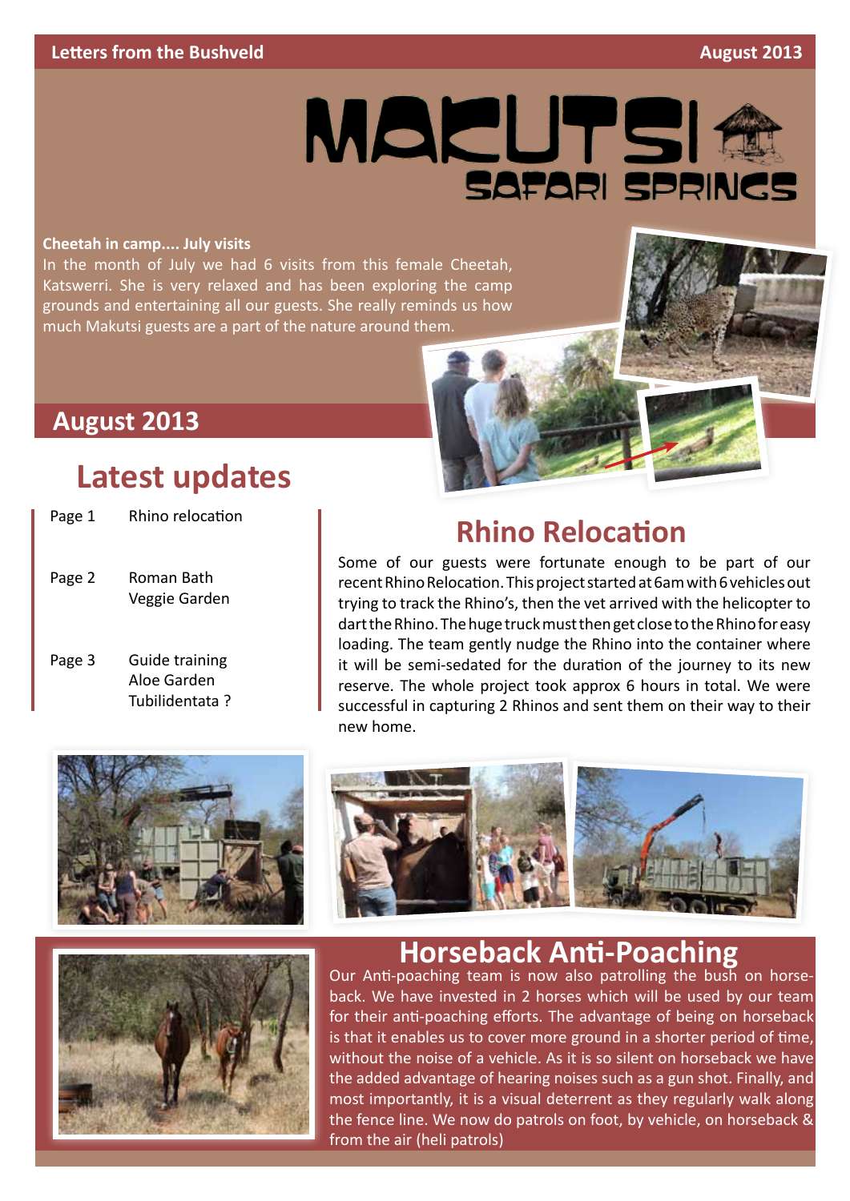Letters from the Bushveld — August 2013

# MAKUTSI SAFARI SPRINGS

**Cheetah in camp.... July visits**

In the month of July we had 6 visits from this female Cheetah, Katswerri. She is very relaxed and has been exploring the camp grounds and entertaining all our guests. She really reminds us how much Makutsi guests are a part of the nature around them.

## August 2013

## Latest updates

| | |
|---|---|
| Page 1 | Rhino relocation |
| Page 2 | Roman Bath<br>Veggie Garden |
| Page 3 | Guide training<br>Aloe Garden<br>Tubilidentata ? |

## Rhino Relocation

Some of our guests were fortunate enough to be part of our recent Rhino Relocation. This project started at 6am with 6 vehicles out trying to track the Rhino's, then the vet arrived with the helicopter to dart the Rhino. The huge truck must then get close to the Rhino for easy loading. The team gently nudge the Rhino into the container where it will be semi-sedated for the duration of the journey to its new reserve. The whole project took approx 6 hours in total. We were successful in capturing 2 Rhinos and sent them on their way to their new home.

## Horseback Anti-Poaching

Our Anti-poaching team is now also patrolling the bush on horseback. We have invested in 2 horses which will be used by our team for their anti-poaching efforts. The advantage of being on horseback is that it enables us to cover more ground in a shorter period of time, without the noise of a vehicle. As it is so silent on horseback we have the added advantage of hearing noises such as a gun shot. Finally, and most importantly, it is a visual deterrent as they regularly walk along the fence line. We now do patrols on foot, by vehicle, on horseback & from the air (heli patrols)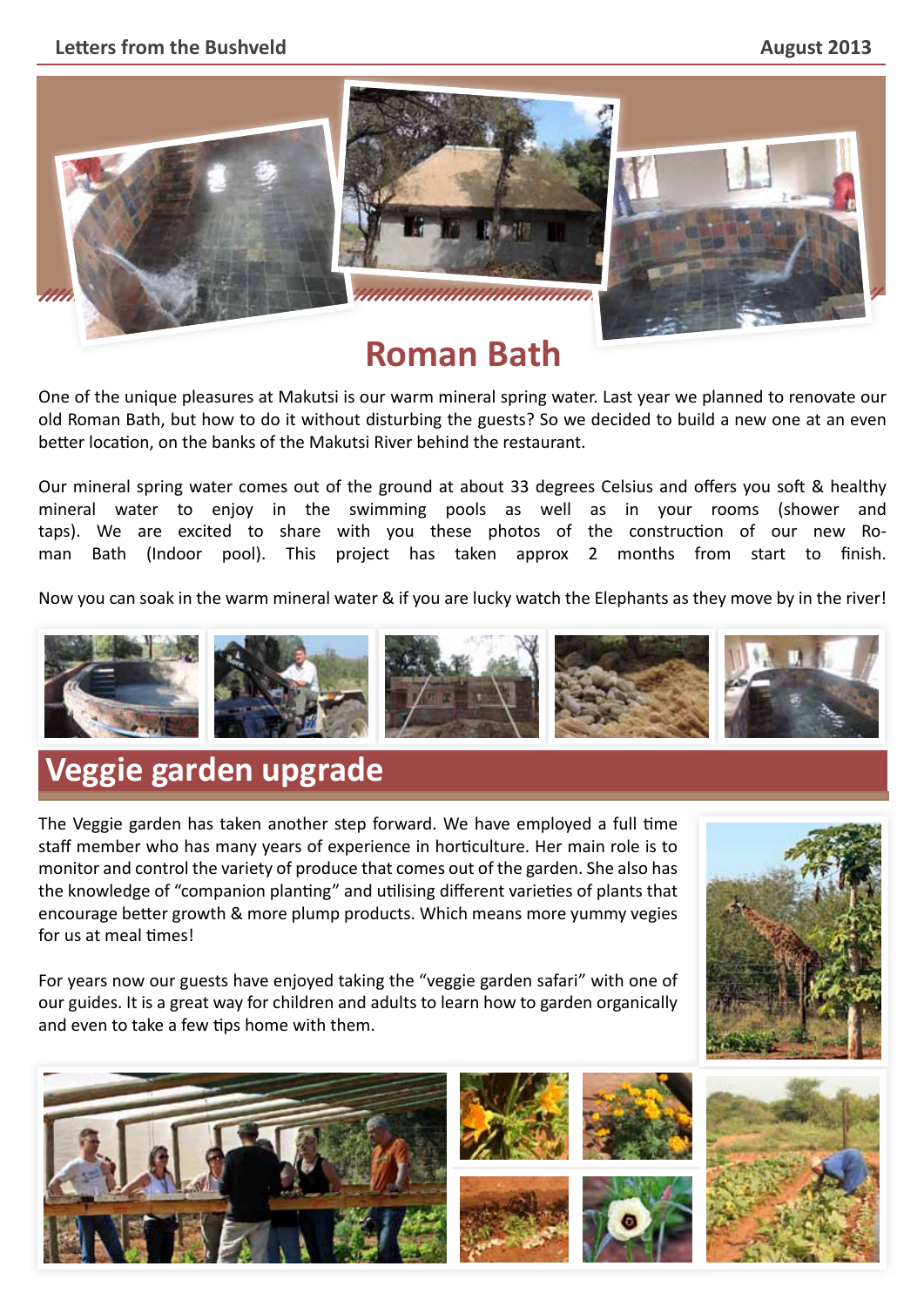## Roman Bath

One of the unique pleasures at Makutsi is our warm mineral spring water. Last year we planned to renovate our old Roman Bath, but how to do it without disturbing the guests? So we decided to build a new one at an even better location, on the banks of the Makutsi River behind the restaurant.

Our mineral spring water comes out of the ground at about 33 degrees Celsius and offers you soft & healthy mineral water to enjoy in the swimming pools as well as in your rooms (shower and taps). We are excited to share with you these photos of the construction of our new Roman Bath (Indoor pool). This project has taken approx 2 months from start to finish.

Now you can soak in the warm mineral water & if you are lucky watch the Elephants as they move by in the river!

## Veggie garden upgrade

The Veggie garden has taken another step forward. We have employed a full time staff member who has many years of experience in horticulture. Her main role is to monitor and control the variety of produce that comes out of the garden. She also has the knowledge of "companion planting" and utilising different varieties of plants that encourage better growth & more plump products. Which means more yummy vegies for us at meal times!

For years now our guests have enjoyed taking the "veggie garden safari" with one of our guides. It is a great way for children and adults to learn how to garden organically and even to take a few tips home with them.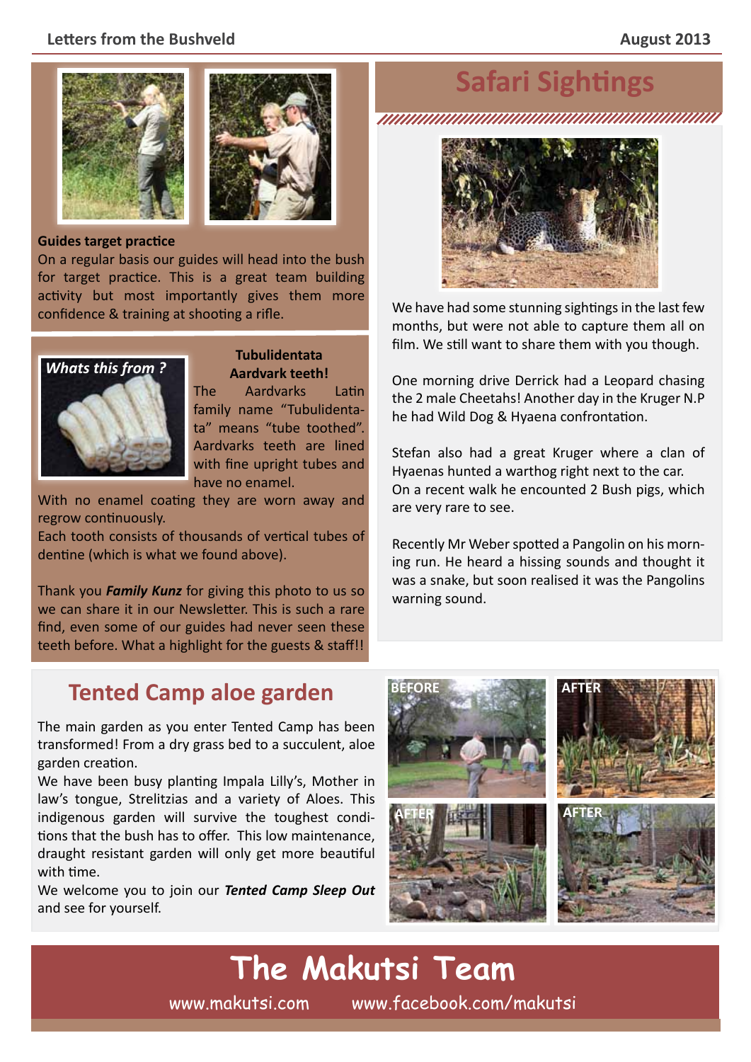**Guides target practice**

On a regular basis our guides will head into the bush for target practice. This is a great team building activity but most importantly gives them more confidence & training at shooting a rifle.

*Whats this from ?*

**Tubulidentata Aardvark teeth!**

The Aardvarks Latin family name "Tubulidentata" means "tube toothed". Aardvarks teeth are lined with fine upright tubes and have no enamel.

With no enamel coating they are worn away and regrow continuously.

Each tooth consists of thousands of vertical tubes of dentine (which is what we found above).

Thank you ***Family Kunz*** for giving this photo to us so we can share it in our Newsletter. This is such a rare find, even some of our guides had never seen these teeth before. What a highlight for the guests & staff!!

## Safari Sightings

We have had some stunning sightings in the last few months, but were not able to capture them all on film. We still want to share them with you though.

One morning drive Derrick had a Leopard chasing the 2 male Cheetahs! Another day in the Kruger N.P he had Wild Dog & Hyaena confrontation.

Stefan also had a great Kruger where a clan of Hyaenas hunted a warthog right next to the car.
On a recent walk he encounted 2 Bush pigs, which are very rare to see.

Recently Mr Weber spotted a Pangolin on his morning run. He heard a hissing sounds and thought it was a snake, but soon realised it was the Pangolins warning sound.

## Tented Camp aloe garden

The main garden as you enter Tented Camp has been transformed! From a dry grass bed to a succulent, aloe garden creation.

We have been busy planting Impala Lilly's, Mother in law's tongue, Strelitzias and a variety of Aloes. This indigenous garden will survive the toughest conditions that the bush has to offer. This low maintenance, draught resistant garden will only get more beautiful with time.

We welcome you to join our ***Tented Camp Sleep Out*** and see for yourself.

BEFORE

AFTER

AFTER

AFTER

# The Makutsi Team

www.makutsi.com www.facebook.com/makutsi